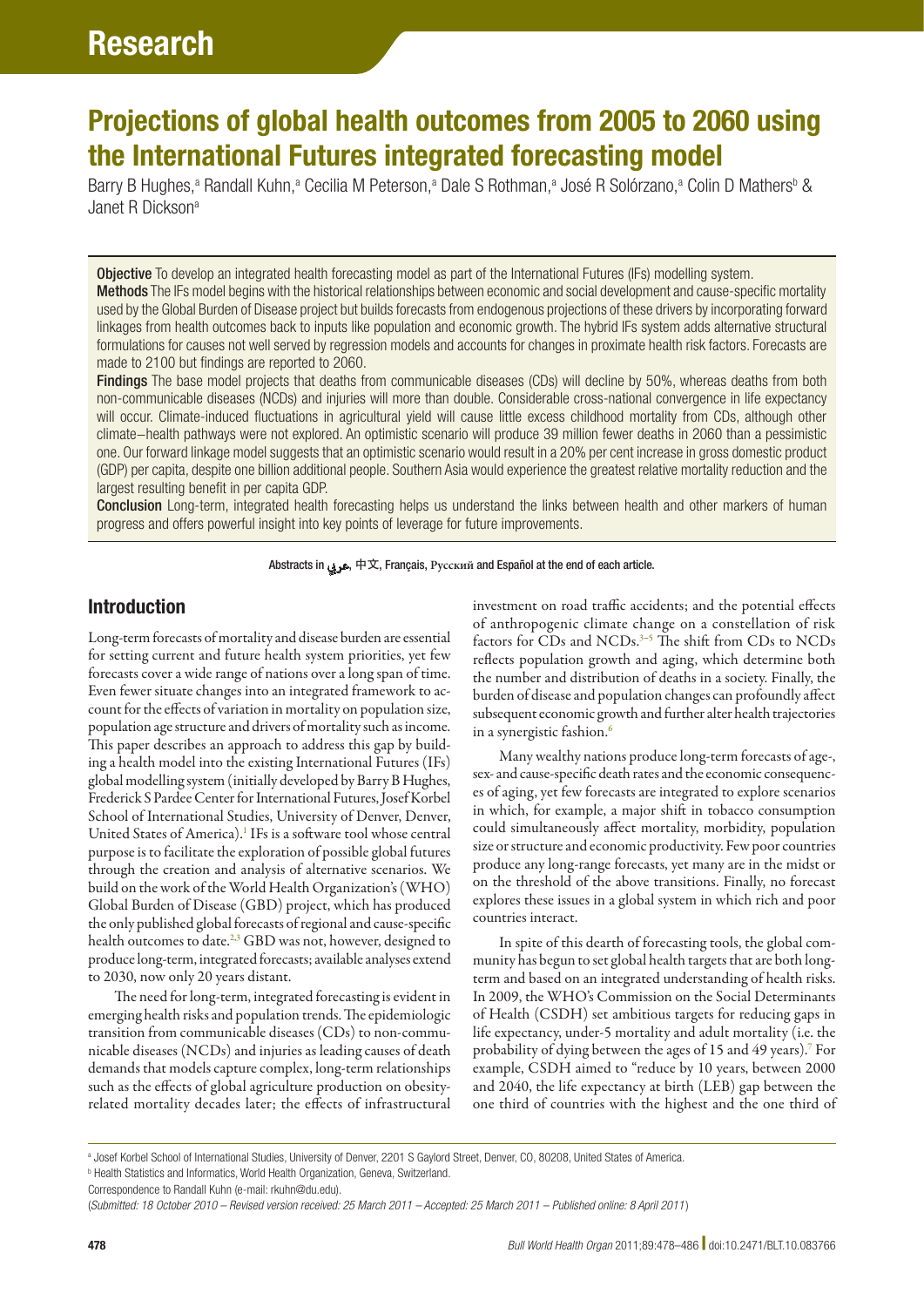# Research

# Projections of global health outcomes from 2005 to 2060 using the International Futures integrated forecasting model

Barry B Hughes,[a] Randall Kuhn,[a] Cecilia M Peterson,[a] Dale S Rothman,[a] José R Solórzano,[a] Colin D Mathers[b] & Janet R Dickson[a]

**Objective** To develop an integrated health forecasting model as part of the International Futures (IFs) modelling system.

**Methods** The IFs model begins with the historical relationships between economic and social development and cause-specific mortality used by the Global Burden of Disease project but builds forecasts from endogenous projections of these drivers by incorporating forward linkages from health outcomes back to inputs like population and economic growth. The hybrid IFs system adds alternative structural formulations for causes not well served by regression models and accounts for changes in proximate health risk factors. Forecasts are made to 2100 but findings are reported to 2060.

**Findings** The base model projects that deaths from communicable diseases (CDs) will decline by 50%, whereas deaths from both non-communicable diseases (NCDs) and injuries will more than double. Considerable cross-national convergence in life expectancy will occur. Climate-induced fluctuations in agricultural yield will cause little excess childhood mortality from CDs, although other climate–health pathways were not explored. An optimistic scenario will produce 39 million fewer deaths in 2060 than a pessimistic one. Our forward linkage model suggests that an optimistic scenario would result in a 20% per cent increase in gross domestic product (GDP) per capita, despite one billion additional people. Southern Asia would experience the greatest relative mortality reduction and the largest resulting benefit in per capita GDP.

**Conclusion** Long-term, integrated health forecasting helps us understand the links between health and other markers of human progress and offers powerful insight into key points of leverage for future improvements.

Abstracts in عربي, 中文, Français, Русский and Español at the end of each article.

## Introduction

Long-term forecasts of mortality and disease burden are essential for setting current and future health system priorities, yet few forecasts cover a wide range of nations over a long span of time. Even fewer situate changes into an integrated framework to account for the effects of variation in mortality on population size, population age structure and drivers of mortality such as income. This paper describes an approach to address this gap by building a health model into the existing International Futures (IFs) global modelling system (initially developed by Barry B Hughes, Frederick S Pardee Center for International Futures, Josef Korbel School of International Studies, University of Denver, Denver, United States of America).[1] IFs is a software tool whose central purpose is to facilitate the exploration of possible global futures through the creation and analysis of alternative scenarios. We build on the work of the World Health Organization's (WHO) Global Burden of Disease (GBD) project, which has produced the only published global forecasts of regional and cause-specific health outcomes to date.[2,3] GBD was not, however, designed to produce long-term, integrated forecasts; available analyses extend to 2030, now only 20 years distant.

The need for long-term, integrated forecasting is evident in emerging health risks and population trends. The epidemiologic transition from communicable diseases (CDs) to non-communicable diseases (NCDs) and injuries as leading causes of death demands that models capture complex, long-term relationships such as the effects of global agriculture production on obesity-related mortality decades later; the effects of infrastructural investment on road traffic accidents; and the potential effects of anthropogenic climate change on a constellation of risk factors for CDs and NCDs.[3–5] The shift from CDs to NCDs reflects population growth and aging, which determine both the number and distribution of deaths in a society. Finally, the burden of disease and population changes can profoundly affect subsequent economic growth and further alter health trajectories in a synergistic fashion.[6]

Many wealthy nations produce long-term forecasts of age-, sex- and cause-specific death rates and the economic consequences of aging, yet few forecasts are integrated to explore scenarios in which, for example, a major shift in tobacco consumption could simultaneously affect mortality, morbidity, population size or structure and economic productivity. Few poor countries produce any long-range forecasts, yet many are in the midst or on the threshold of the above transitions. Finally, no forecast explores these issues in a global system in which rich and poor countries interact.

In spite of this dearth of forecasting tools, the global community has begun to set global health targets that are both long-term and based on an integrated understanding of health risks. In 2009, the WHO's Commission on the Social Determinants of Health (CSDH) set ambitious targets for reducing gaps in life expectancy, under-5 mortality and adult mortality (i.e. the probability of dying between the ages of 15 and 49 years).[7] For example, CSDH aimed to "reduce by 10 years, between 2000 and 2040, the life expectancy at birth (LEB) gap between the one third of countries with the highest and the one third of

[a] Josef Korbel School of International Studies, University of Denver, 2201 S Gaylord Street, Denver, CO, 80208, United States of America.

[b] Health Statistics and Informatics, World Health Organization, Geneva, Switzerland.

Correspondence to Randall Kuhn (e-mail: rkuhn@du.edu).

(*Submitted: 18 October 2010 – Revised version received: 25 March 2011 – Accepted: 25 March 2011 – Published online: 8 April 2011*)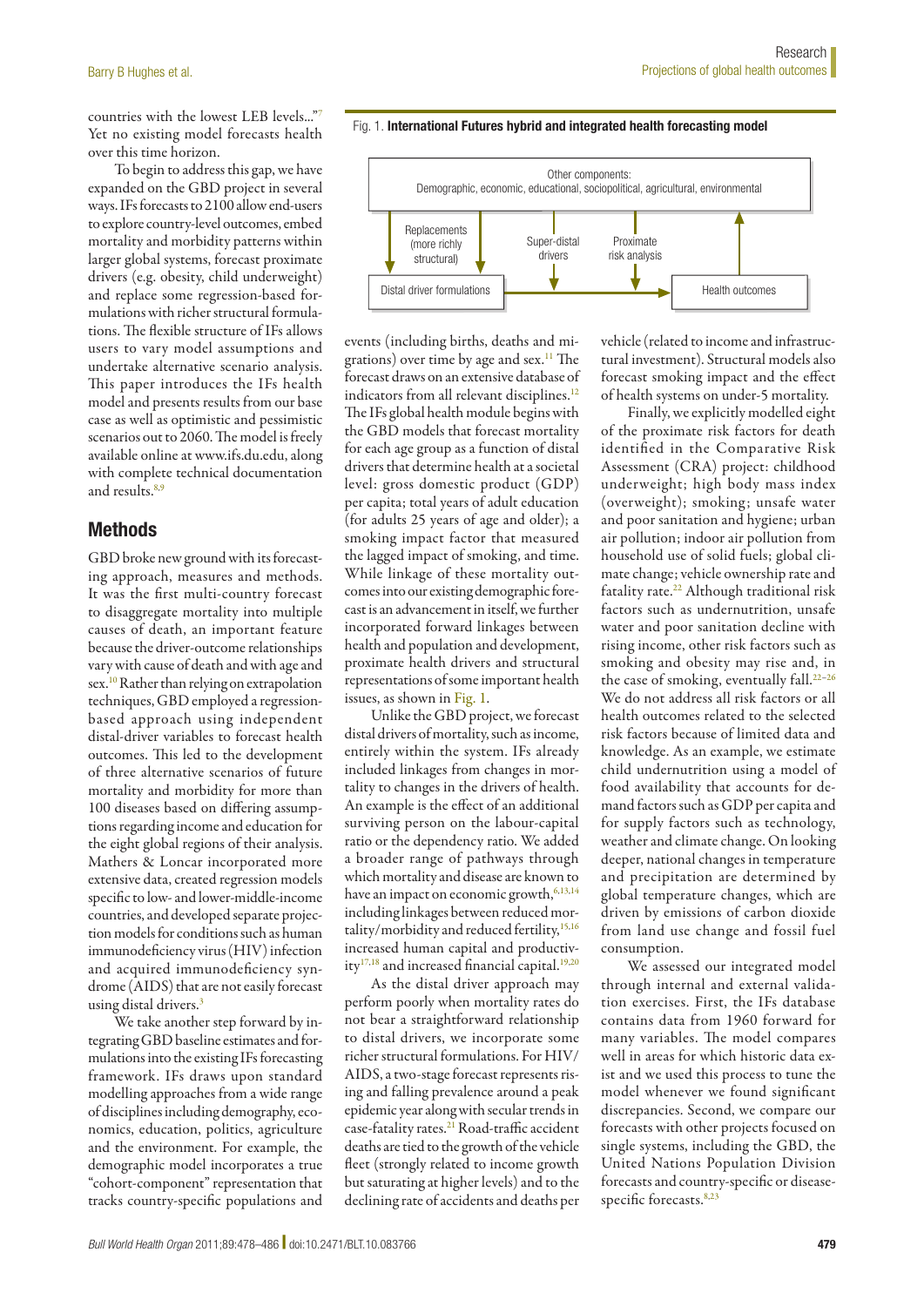countries with the lowest LEB levels..."[7] Yet no existing model forecasts health over this time horizon.

To begin to address this gap, we have expanded on the GBD project in several ways. IFs forecasts to 2100 allow end-users to explore country-level outcomes, embed mortality and morbidity patterns within larger global systems, forecast proximate drivers (e.g. obesity, child underweight) and replace some regression-based formulations with richer structural formulations. The flexible structure of IFs allows users to vary model assumptions and undertake alternative scenario analysis. This paper introduces the IFs health model and presents results from our base case as well as optimistic and pessimistic scenarios out to 2060. The model is freely available online at www.ifs.du.edu, along with complete technical documentation and results.[8,9]

## Methods

GBD broke new ground with its forecasting approach, measures and methods. It was the first multi-country forecast to disaggregate mortality into multiple causes of death, an important feature because the driver-outcome relationships vary with cause of death and with age and sex.[10] Rather than relying on extrapolation techniques, GBD employed a regression-based approach using independent distal-driver variables to forecast health outcomes. This led to the development of three alternative scenarios of future mortality and morbidity for more than 100 diseases based on differing assumptions regarding income and education for the eight global regions of their analysis. Mathers & Loncar incorporated more extensive data, created regression models specific to low- and lower-middle-income countries, and developed separate projection models for conditions such as human immunodeficiency virus (HIV) infection and acquired immunodeficiency syndrome (AIDS) that are not easily forecast using distal drivers.[3]

We take another step forward by integrating GBD baseline estimates and formulations into the existing IFs forecasting framework. IFs draws upon standard modelling approaches from a wide range of disciplines including demography, economics, education, politics, agriculture and the environment. For example, the demographic model incorporates a true "cohort-component" representation that tracks country-specific populations and events (including births, deaths and migrations) over time by age and sex.[11] The forecast draws on an extensive database of indicators from all relevant disciplines.[12] The IFs global health module begins with the GBD models that forecast mortality for each age group as a function of distal drivers that determine health at a societal level: gross domestic product (GDP) per capita; total years of adult education (for adults 25 years of age and older); a smoking impact factor that measured the lagged impact of smoking, and time. While linkage of these mortality outcomes into our existing demographic forecast is an advancement in itself, we further incorporated forward linkages between health and population and development, proximate health drivers and structural representations of some important health issues, as shown in Fig. 1.

**Fig. 1. International Futures hybrid and integrated health forecasting model**

Other components: Demographic, economic, educational, sociopolitical, agricultural, environmental

Replacements (more richly structural) | Super-distal drivers | Proximate risk analysis

Distal driver formulations → Health outcomes

Unlike the GBD project, we forecast distal drivers of mortality, such as income, entirely within the system. IFs already included linkages from changes in mortality to changes in the drivers of health. An example is the effect of an additional surviving person on the labour-capital ratio or the dependency ratio. We added a broader range of pathways through which mortality and disease are known to have an impact on economic growth,[6,13,14] including linkages between reduced mortality/morbidity and reduced fertility,[15,16] increased human capital and productivity[17,18] and increased financial capital.[19,20]

As the distal driver approach may perform poorly when mortality rates do not bear a straightforward relationship to distal drivers, we incorporate some richer structural formulations. For HIV/AIDS, a two-stage forecast represents rising and falling prevalence around a peak epidemic year along with secular trends in case-fatality rates.[21] Road-traffic accident deaths are tied to the growth of the vehicle fleet (strongly related to income growth but saturating at higher levels) and to the declining rate of accidents and deaths per vehicle (related to income and infrastructural investment). Structural models also forecast smoking impact and the effect of health systems on under-5 mortality.

Finally, we explicitly modelled eight of the proximate risk factors for death identified in the Comparative Risk Assessment (CRA) project: childhood underweight; high body mass index (overweight); smoking; unsafe water and poor sanitation and hygiene; urban air pollution; indoor air pollution from household use of solid fuels; global climate change; vehicle ownership rate and fatality rate.[22] Although traditional risk factors such as undernutrition, unsafe water and poor sanitation decline with rising income, other risk factors such as smoking and obesity may rise and, in the case of smoking, eventually fall.[22–26] We do not address all risk factors or all health outcomes related to the selected risk factors because of limited data and knowledge. As an example, we estimate child undernutrition using a model of food availability that accounts for demand factors such as GDP per capita and for supply factors such as technology, weather and climate change. On looking deeper, national changes in temperature and precipitation are determined by global temperature changes, which are driven by emissions of carbon dioxide from land use change and fossil fuel consumption.

We assessed our integrated model through internal and external validation exercises. First, the IFs database contains data from 1960 forward for many variables. The model compares well in areas for which historic data exist and we used this process to tune the model whenever we found significant discrepancies. Second, we compare our forecasts with other projects focused on single systems, including the GBD, the United Nations Population Division forecasts and country-specific or disease-specific forecasts.[8,23]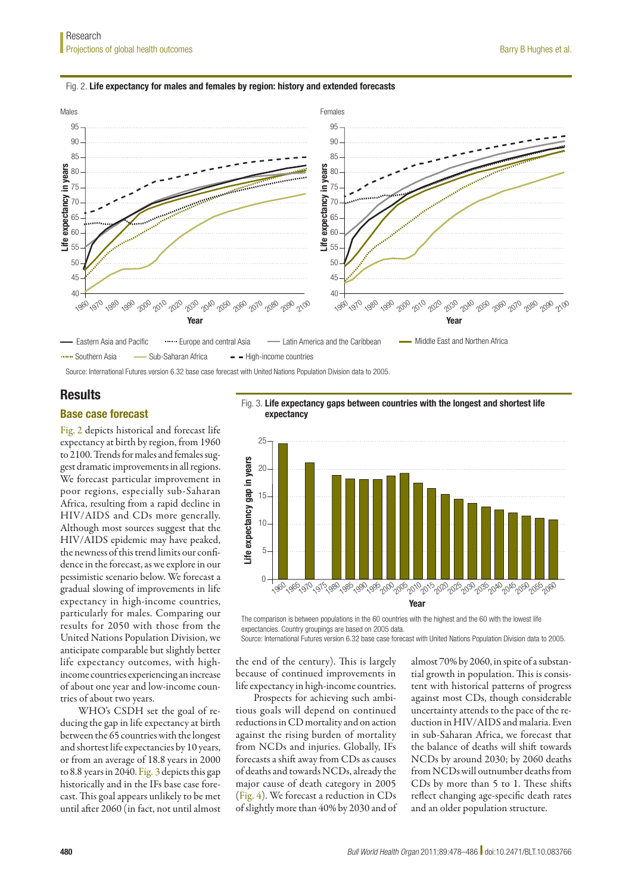Fig. 2. **Life expectancy for males and females by region: history and extended forecasts**

Source: International Futures version 6.32 base case forecast with United Nations Population Division data to 2005.

## Results

### Base case forecast

Fig. 2 depicts historical and forecast life expectancy at birth by region, from 1960 to 2100. Trends for males and females suggest dramatic improvements in all regions. We forecast particular improvement in poor regions, especially sub-Saharan Africa, resulting from a rapid decline in HIV/AIDS and CDs more generally. Although most sources suggest that the HIV/AIDS epidemic may have peaked, the newness of this trend limits our confidence in the forecast, as we explore in our pessimistic scenario below. We forecast a gradual slowing of improvements in life expectancy in high-income countries, particularly for males. Comparing our results for 2050 with those from the United Nations Population Division, we anticipate comparable but slightly better life expectancy outcomes, with high-income countries experiencing an increase of about one year and low-income countries of about two years.

WHO's CSDH set the goal of reducing the gap in life expectancy at birth between the 65 countries with the longest and shortest life expectancies by 10 years, or from an average of 18.8 years in 2000 to 8.8 years in 2040. Fig. 3 depicts this gap historically and in the IFs base case forecast. This goal appears unlikely to be met until after 2060 (in fact, not until almost the end of the century). This is largely because of continued improvements in life expectancy in high-income countries.

Fig. 3. **Life expectancy gaps between countries with the longest and shortest life expectancy**

The comparison is between populations in the 60 countries with the highest and the 60 with the lowest life expectancies. Country groupings are based on 2005 data.

Source: International Futures version 6.32 base case forecast with United Nations Population Division data to 2005.

Prospects for achieving such ambitious goals will depend on continued reductions in CD mortality and on action against the rising burden of mortality from NCDs and injuries. Globally, IFs forecasts a shift away from CDs as causes of deaths and towards NCDs, already the major cause of death category in 2005 (Fig. 4). We forecast a reduction in CDs of slightly more than 40% by 2030 and of almost 70% by 2060, in spite of a substantial growth in population. This is consistent with historical patterns of progress against most CDs, though considerable uncertainty attends to the pace of the reduction in HIV/AIDS and malaria. Even in sub-Saharan Africa, we forecast that the balance of deaths will shift towards NCDs by around 2030; by 2060 deaths from NCDs will outnumber deaths from CDs by more than 5 to 1. These shifts reflect changing age-specific death rates and an older population structure.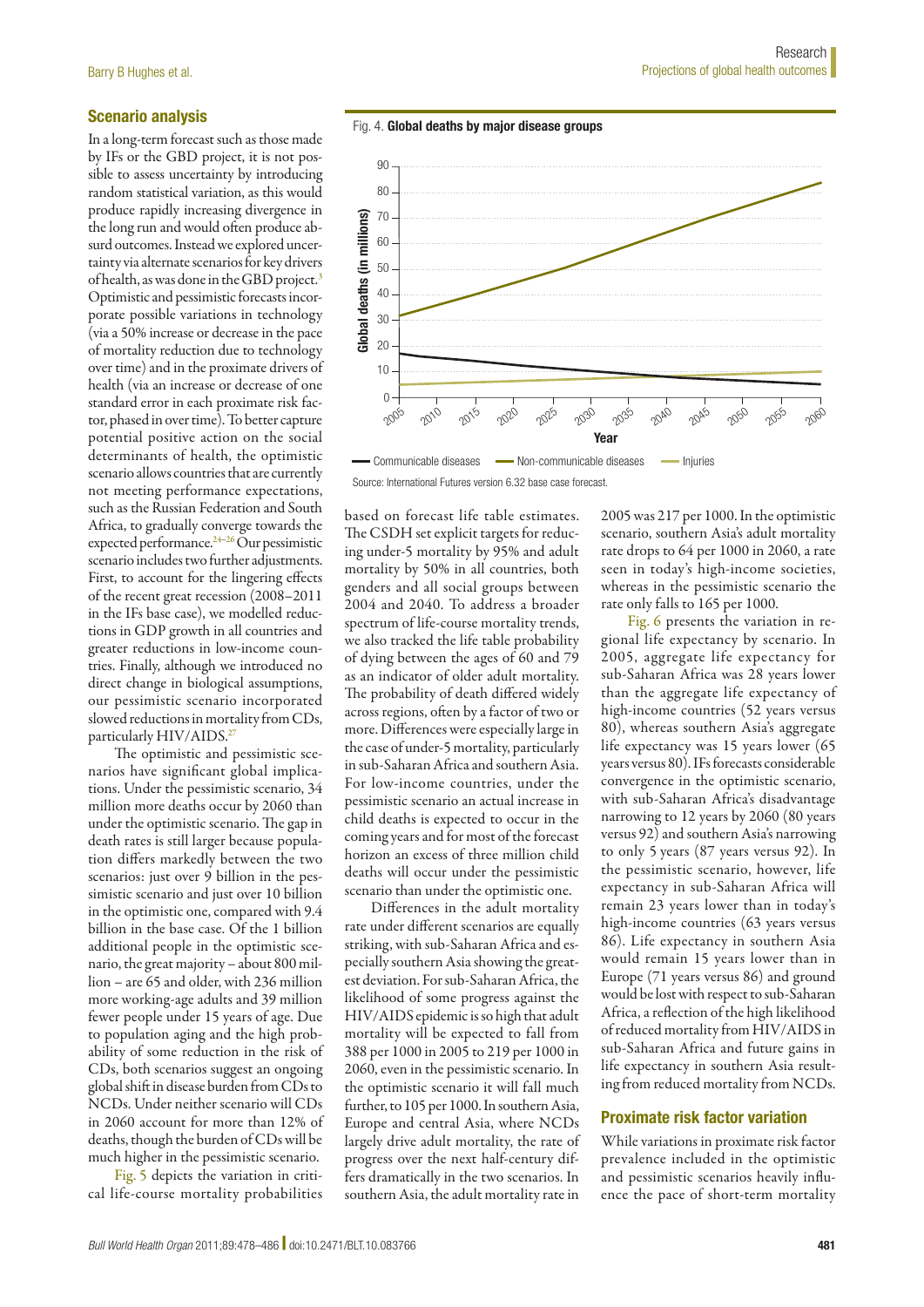## Scenario analysis

In a long-term forecast such as those made by IFs or the GBD project, it is not possible to assess uncertainty by introducing random statistical variation, as this would produce rapidly increasing divergence in the long run and would often produce absurd outcomes. Instead we explored uncertainty via alternate scenarios for key drivers of health, as was done in the GBD project.[3] Optimistic and pessimistic forecasts incorporate possible variations in technology (via a 50% increase or decrease in the pace of mortality reduction due to technology over time) and in the proximate drivers of health (via an increase or decrease of one standard error in each proximate risk factor, phased in over time). To better capture potential positive action on the social determinants of health, the optimistic scenario allows countries that are currently not meeting performance expectations, such as the Russian Federation and South Africa, to gradually converge towards the expected performance.[24–26] Our pessimistic scenario includes two further adjustments. First, to account for the lingering effects of the recent great recession (2008–2011 in the IFs base case), we modelled reductions in GDP growth in all countries and greater reductions in low-income countries. Finally, although we introduced no direct change in biological assumptions, our pessimistic scenario incorporated slowed reductions in mortality from CDs, particularly HIV/AIDS.[27]

The optimistic and pessimistic scenarios have significant global implications. Under the pessimistic scenario, 34 million more deaths occur by 2060 than under the optimistic scenario. The gap in death rates is still larger because population differs markedly between the two scenarios: just over 9 billion in the pessimistic scenario and just over 10 billion in the optimistic one, compared with 9.4 billion in the base case. Of the 1 billion additional people in the optimistic scenario, the great majority – about 800 million – are 65 and older, with 236 million more working-age adults and 39 million fewer people under 15 years of age. Due to population aging and the high probability of some reduction in the risk of CDs, both scenarios suggest an ongoing global shift in disease burden from CDs to NCDs. Under neither scenario will CDs in 2060 account for more than 12% of deaths, though the burden of CDs will be much higher in the pessimistic scenario.

Fig. 5 depicts the variation in critical life-course mortality probabilities based on forecast life table estimates. The CSDH set explicit targets for reducing under-5 mortality by 95% and adult mortality by 50% in all countries, both genders and all social groups between 2004 and 2040. To address a broader spectrum of life-course mortality trends, we also tracked the life table probability of dying between the ages of 60 and 79 as an indicator of older adult mortality. The probability of death differed widely across regions, often by a factor of two or more. Differences were especially large in the case of under-5 mortality, particularly in sub-Saharan Africa and southern Asia. For low-income countries, under the pessimistic scenario an actual increase in child deaths is expected to occur in the coming years and for most of the forecast horizon an excess of three million child deaths will occur under the pessimistic scenario than under the optimistic one.

Differences in the adult mortality rate under different scenarios are equally striking, with sub-Saharan Africa and especially southern Asia showing the greatest deviation. For sub-Saharan Africa, the likelihood of some progress against the HIV/AIDS epidemic is so high that adult mortality will be expected to fall from 388 per 1000 in 2005 to 219 per 1000 in 2060, even in the pessimistic scenario. In the optimistic scenario it will fall much further, to 105 per 1000. In southern Asia, Europe and central Asia, where NCDs largely drive adult mortality, the rate of progress over the next half-century differs dramatically in the two scenarios. In southern Asia, the adult mortality rate in 2005 was 217 per 1000. In the optimistic scenario, southern Asia's adult mortality rate drops to 64 per 1000 in 2060, a rate seen in today's high-income societies, whereas in the pessimistic scenario the rate only falls to 165 per 1000.

Fig. 6 presents the variation in regional life expectancy by scenario. In 2005, aggregate life expectancy for sub-Saharan Africa was 28 years lower than the aggregate life expectancy of high-income countries (52 years versus 80), whereas southern Asia's aggregate life expectancy was 15 years lower (65 years versus 80). IFs forecasts considerable convergence in the optimistic scenario, with sub-Saharan Africa's disadvantage narrowing to 12 years by 2060 (80 years versus 92) and southern Asia's narrowing to only 5 years (87 years versus 92). In the pessimistic scenario, however, life expectancy in sub-Saharan Africa will remain 23 years lower than in today's high-income countries (63 years versus 86). Life expectancy in southern Asia would remain 15 years lower than in Europe (71 years versus 86) and ground would be lost with respect to sub-Saharan Africa, a reflection of the high likelihood of reduced mortality from HIV/AIDS in sub-Saharan Africa and future gains in life expectancy in southern Asia resulting from reduced mortality from NCDs.

Fig. 4. **Global deaths by major disease groups**

Source: International Futures version 6.32 base case forecast.

## Proximate risk factor variation

While variations in proximate risk factor prevalence included in the optimistic and pessimistic scenarios heavily influence the pace of short-term mortality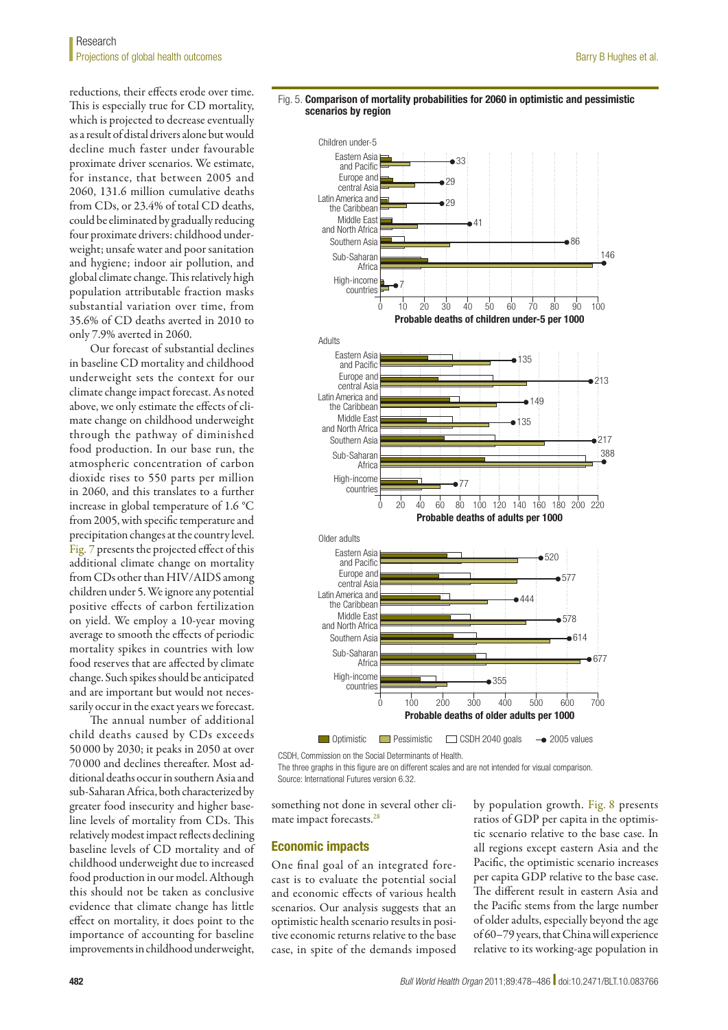reductions, their effects erode over time. This is especially true for CD mortality, which is projected to decrease eventually as a result of distal drivers alone but would decline much faster under favourable proximate driver scenarios. We estimate, for instance, that between 2005 and 2060, 131.6 million cumulative deaths from CDs, or 23.4% of total CD deaths, could be eliminated by gradually reducing four proximate drivers: childhood underweight; unsafe water and poor sanitation and hygiene; indoor air pollution, and global climate change. This relatively high population attributable fraction masks substantial variation over time, from 35.6% of CD deaths averted in 2010 to only 7.9% averted in 2060.

Our forecast of substantial declines in baseline CD mortality and childhood underweight sets the context for our climate change impact forecast. As noted above, we only estimate the effects of climate change on childhood underweight through the pathway of diminished food production. In our base run, the atmospheric concentration of carbon dioxide rises to 550 parts per million in 2060, and this translates to a further increase in global temperature of 1.6 °C from 2005, with specific temperature and precipitation changes at the country level. Fig. 7 presents the projected effect of this additional climate change on mortality from CDs other than HIV/AIDS among children under 5. We ignore any potential positive effects of carbon fertilization on yield. We employ a 10-year moving average to smooth the effects of periodic mortality spikes in countries with low food reserves that are affected by climate change. Such spikes should be anticipated and are important but would not necessarily occur in the exact years we forecast.

The annual number of additional child deaths caused by CDs exceeds 50 000 by 2030; it peaks in 2050 at over 70 000 and declines thereafter. Most additional deaths occur in southern Asia and sub-Saharan Africa, both characterized by greater food insecurity and higher baseline levels of mortality from CDs. This relatively modest impact reflects declining baseline levels of CD mortality and of childhood underweight due to increased food production in our model. Although this should not be taken as conclusive evidence that climate change has little effect on mortality, it does point to the importance of accounting for baseline improvements in childhood underweight, something not done in several other climate impact forecasts.[28]

**Fig. 5. Comparison of mortality probabilities for 2060 in optimistic and pessimistic scenarios by region**

CSDH, Commission on the Social Determinants of Health.

The three graphs in this figure are on different scales and are not intended for visual comparison.

Source: International Futures version 6.32.

## Economic impacts

One final goal of an integrated forecast is to evaluate the potential social and economic effects of various health scenarios. Our analysis suggests that an optimistic health scenario results in positive economic returns relative to the base case, in spite of the demands imposed by population growth. Fig. 8 presents ratios of GDP per capita in the optimistic scenario relative to the base case. In all regions except eastern Asia and the Pacific, the optimistic scenario increases per capita GDP relative to the base case. The different result in eastern Asia and the Pacific stems from the large number of older adults, especially beyond the age of 60–79 years, that China will experience relative to its working-age population in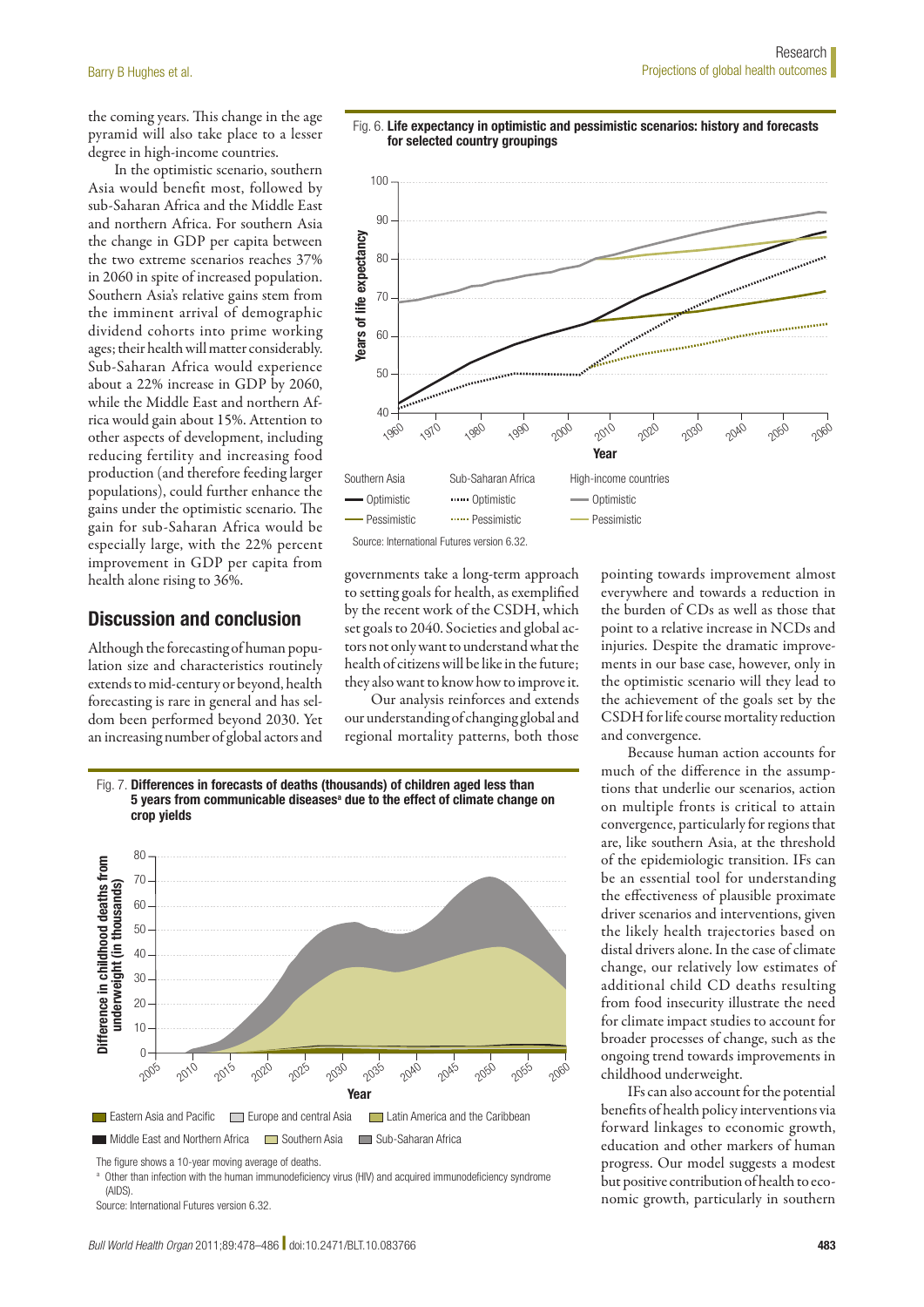the coming years. This change in the age pyramid will also take place to a lesser degree in high-income countries.

In the optimistic scenario, southern Asia would benefit most, followed by sub-Saharan Africa and the Middle East and northern Africa. For southern Asia the change in GDP per capita between the two extreme scenarios reaches 37% in 2060 in spite of increased population. Southern Asia's relative gains stem from the imminent arrival of demographic dividend cohorts into prime working ages; their health will matter considerably. Sub-Saharan Africa would experience about a 22% increase in GDP by 2060, while the Middle East and northern Africa would gain about 15%. Attention to other aspects of development, including reducing fertility and increasing food production (and therefore feeding larger populations), could further enhance the gains under the optimistic scenario. The gain for sub-Saharan Africa would be especially large, with the 22% percent improvement in GDP per capita from health alone rising to 36%.

Fig. 6. **Life expectancy in optimistic and pessimistic scenarios: history and forecasts for selected country groupings**

Source: International Futures version 6.32.

## Discussion and conclusion

Although the forecasting of human population size and characteristics routinely extends to mid-century or beyond, health forecasting is rare in general and has seldom been performed beyond 2030. Yet an increasing number of global actors and governments take a long-term approach to setting goals for health, as exemplified by the recent work of the CSDH, which set goals to 2040. Societies and global actors not only want to understand what the health of citizens will be like in the future; they also want to know how to improve it.

Our analysis reinforces and extends our understanding of changing global and regional mortality patterns, both those pointing towards improvement almost everywhere and towards a reduction in the burden of CDs as well as those that point to a relative increase in NCDs and injuries. Despite the dramatic improvements in our base case, however, only in the optimistic scenario will they lead to the achievement of the goals set by the CSDH for life course mortality reduction and convergence.

Because human action accounts for much of the difference in the assumptions that underlie our scenarios, action on multiple fronts is critical to attain convergence, particularly for regions that are, like southern Asia, at the threshold of the epidemiologic transition. IFs can be an essential tool for understanding the effectiveness of plausible proximate driver scenarios and interventions, given the likely health trajectories based on distal drivers alone. In the case of climate change, our relatively low estimates of additional child CD deaths resulting from food insecurity illustrate the need for climate impact studies to account for broader processes of change, such as the ongoing trend towards improvements in childhood underweight.

IFs can also account for the potential benefits of health policy interventions via forward linkages to economic growth, education and other markers of human progress. Our model suggests a modest but positive contribution of health to economic growth, particularly in southern

Fig. 7. **Differences in forecasts of deaths (thousands) of children aged less than 5 years from communicable diseases[a] due to the effect of climate change on crop yields**

The figure shows a 10-year moving average of deaths.

[a] Other than infection with the human immunodeficiency virus (HIV) and acquired immunodeficiency syndrome (AIDS).

Source: International Futures version 6.32.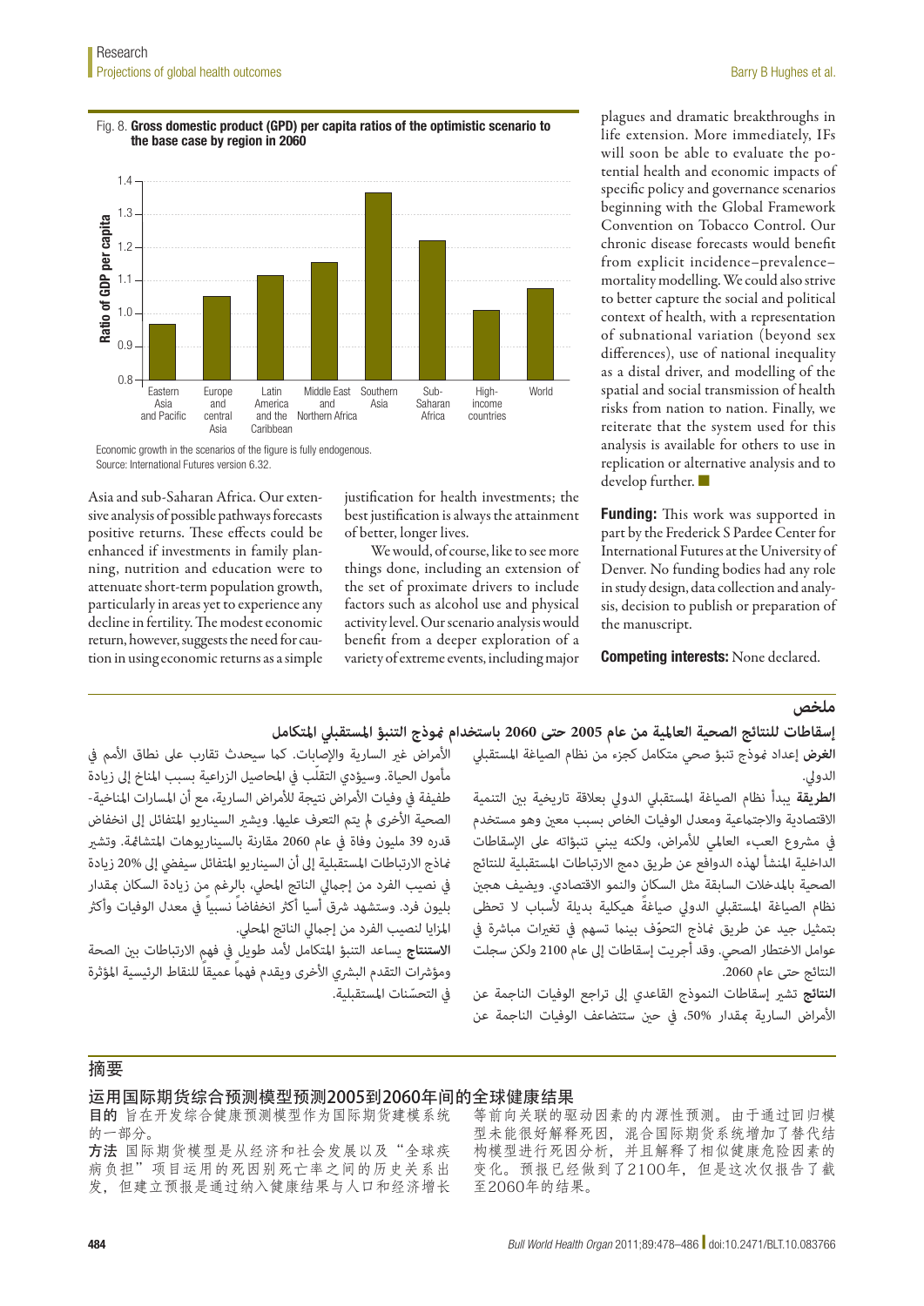Fig. 8. **Gross domestic product (GPD) per capita ratios of the optimistic scenario to the base case by region in 2060**

| Region | Ratio of GDP per capita |
| --- | --- |
| Eastern Asia and Pacific | ~0.97 |
| Europe and central Asia | ~1.05 |
| Latin America and the Caribbean | ~1.12 |
| Middle East and Northern Africa | ~1.16 |
| Southern Asia | ~1.36 |
| Sub-Saharan Africa | ~1.22 |
| High-income countries | ~1.01 |
| World | ~1.08 |

Economic growth in the scenarios of the figure is fully endogenous.
Source: International Futures version 6.32.

Asia and sub-Saharan Africa. Our extensive analysis of possible pathways forecasts positive returns. These effects could be enhanced if investments in family planning, nutrition and education were to attenuate short-term population growth, particularly in areas yet to experience any decline in fertility. The modest economic return, however, suggests the need for caution in using economic returns as a simple justification for health investments; the best justification is always the attainment of better, longer lives.

We would, of course, like to see more things done, including an extension of the set of proximate drivers to include factors such as alcohol use and physical activity level. Our scenario analysis would benefit from a deeper exploration of a variety of extreme events, including major plagues and dramatic breakthroughs in life extension. More immediately, IFs will soon be able to evaluate the potential health and economic impacts of specific policy and governance scenarios beginning with the Global Framework Convention on Tobacco Control. Our chronic disease forecasts would benefit from explicit incidence–prevalence–mortality modelling. We could also strive to better capture the social and political context of health, with a representation of subnational variation (beyond sex differences), use of national inequality as a distal driver, and modelling of the spatial and social transmission of health risks from nation to nation. Finally, we reiterate that the system used for this analysis is available for others to use in replication or alternative analysis and to develop further. ■

**Funding:** This work was supported in part by the Frederick S Pardee Center for International Futures at the University of Denver. No funding bodies had any role in study design, data collection and analysis, decision to publish or preparation of the manuscript.

**Competing interests:** None declared.

## ملخص

### إسقاطات للنتائج الصحية العالمية من عام 2005 حتى 2060 باستخدام نموذج التنبؤ المستقبلي المتكامل

**الغرض** إعداد نموذج تنبؤ صحي متكامل كجزء من نظام الصياغة المستقبلي الدولي.

**الطريقة** يبدأ نظام الصياغة المستقبلي الدولي بعلاقة تاريخية بين التنمية الاقتصادية والاجتماعية ومعدل الوفيات الخاص بسبب معين وهو مستخدم في مشروع العبء العالمي للأمراض، ولكنه يبني تنبؤاته على الإسقاطات الداخلية المنشأ لهذه الدوافع عن طريق دمج الارتباطات المستقبلية للنتائج الصحية بالمدخلات السابقة مثل السكان والنمو الاقتصادي. ويضيف هجين نظام الصياغة المستقبلي الدولي صياغةً هيكلية بديلة لأسباب لا تحظى بتمثيل جيد عن طريق نماذج التحوّف بينما تسهم في تغيرات مباشرة في عوامل الاختطار الصحي. وقد أجريت إسقاطات إلى عام 2100 ولكن سجلت النتائج حتى عام 2060.

**النتائج** تشير إسقاطات النموذج القاعدي إلى تراجع الوفيات الناجمة عن الأمراض السارية بمقدار 50%، في حين ستتضاعف الوفيات الناجمة عن الأمراض غير السارية والإصابات. كما سيحدث تقارب على نطاق الأمم في مأمول الحياة. وسيؤدي التقلّب في المحاصيل الزراعية بسبب المناخ إلى زيادة طفيفة في وفيات الأمراض نتيجة للأمراض السارية، مع أن المسارات المناخية-الصحية الأخرى لم يتم التعرف عليها. ويشير السيناريو المتفائل إلى انخفاض قدره 39 مليون وفاة في عام 2060 مقارنة بالسيناريوهات المتشائمة. وتشير نماذج الارتباطات المستقبلية إلى أن السيناريو المتفائل سيفضي إلى 20% زيادة في نصيب الفرد من إجمالي الناتج المحلي، بالرغم من زيادة السكان بمقدار بليون فرد. وستشهد شرق آسيا انخفاضاً نسبياً في معدل الوفيات وأكثر المزايا لنصيب الفرد من إجمالي الناتج المحلي.

**الاستنتاج** يساعد التنبؤ المتكامل لأمد طويل في فهم الارتباطات بين الصحة ومؤشرات التقدم البشري الأخرى ويقدم فهماً عميقاً للنقاط الرئيسية المؤثرة في التحسّنات المستقبلية.

## 摘要

### 运用国际期货综合预测模型预测2005到2060年间的全球健康结果

**目的** 旨在开发综合健康预测模型作为国际期货建模系统的一部分。

**方法** 国际期货模型是从经济和社会发展以及"全球疾病负担"项目运用的死因别死亡率之间的历史关系出发，但建立预报是通过纳入健康结果与人口和经济增长等前向关联的驱动因素的内源性预测。由于通过回归模型未能很好解释死因，混合国际期货系统增加了替代结构模型进行死因分析，并且解释了相似健康危险因素的变化。预报已经做到了2100年，但是这次仅报告了截至2060年的结果。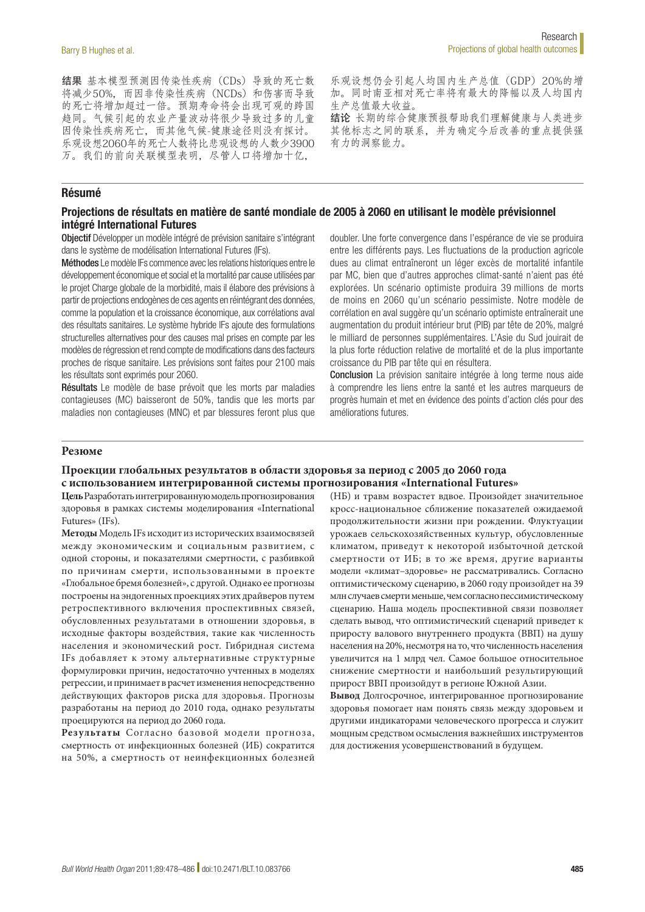**结果** 基本模型预测因传染性疾病（CDs）导致的死亡数将减少50%，而因非传染性疾病（NCDs）和伤害而导致的死亡将增加超过一倍。预期寿命将会出现可观的跨国趋同。气候引起的农业产量波动将很少导致过多的儿童因传染性疾病死亡，而其他气候-健康途径则没有探讨。乐观设想2060年的死亡人数将比悲观设想的人数少3900万。我们的前向关联模型表明，尽管人口将增加十亿，乐观设想仍会引起人均国内生产总值（GDP）20%的增加。同时南亚相对死亡率将有最大的降幅以及人均国内生产总值最大收益。

**结论** 长期的综合健康预报帮助我们理解健康与人类进步其他标志之间的联系，并为确定今后改善的重点提供强有力的洞察能力。

## Résumé

### Projections de résultats en matière de santé mondiale de 2005 à 2060 en utilisant le modèle prévisionnel intégré International Futures

**Objectif** Développer un modèle intégré de prévision sanitaire s'intégrant dans le système de modélisation International Futures (IFs).

**Méthodes** Le modèle IFs commence avec les relations historiques entre le développement économique et social et la mortalité par cause utilisées par le projet Charge globale de la morbidité, mais il élabore des prévisions à partir de projections endogènes de ces agents en réintégrant des données, comme la population et la croissance économique, aux corrélations aval des résultats sanitaires. Le système hybride IFs ajoute des formulations structurelles alternatives pour des causes mal prises en compte par les modèles de régression et rend compte de modifications dans des facteurs proches de risque sanitaire. Les prévisions sont faites pour 2100 mais les résultats sont exprimés pour 2060.

**Résultats** Le modèle de base prévoit que les morts par maladies contagieuses (MC) baisseront de 50%, tandis que les morts par maladies non contagieuses (MNC) et par blessures feront plus que doubler. Une forte convergence dans l'espérance de vie se produira entre les différents pays. Les fluctuations de la production agricole dues au climat entraîneront un léger excès de mortalité infantile par MC, bien que d'autres approches climat-santé n'aient pas été explorées. Un scénario optimiste produira 39 millions de morts de moins en 2060 qu'un scénario pessimiste. Notre modèle de corrélation en aval suggère qu'un scénario optimiste entraînerait une augmentation du produit intérieur brut (PIB) par tête de 20%, malgré le milliard de personnes supplémentaires. L'Asie du Sud jouirait de la plus forte réduction relative de mortalité et de la plus importante croissance du PIB par tête qui en résultera.

**Conclusion** La prévision sanitaire intégrée à long terme nous aide à comprendre les liens entre la santé et les autres marqueurs de progrès humain et met en évidence des points d'action clés pour des améliorations futures.

## Резюме

### Проекции глобальных результатов в области здоровья за период с 2005 до 2060 года с использованием интегрированной системы прогнозирования «International Futures»

**Цель** Разработать интегрированную модель прогнозирования здоровья в рамках системы моделирования «International Futures» (IFs).

**Методы** Модель IFs исходит из исторических взаимосвязей между экономическим и социальным развитием, с одной стороны, и показателями смертности, с разбивкой по причинам смерти, использованными в проекте «Глобальное бремя болезней», с другой. Однако ее прогнозы построены на эндогенных проекциях этих драйверов путем ретроспективного включения проспективных связей, обусловленных результатами в отношении здоровья, в исходные факторы воздействия, такие как численность населения и экономический рост. Гибридная система IFs добавляет к этому альтернативные структурные формулировки причин, недостаточно учтенных в моделях регрессии, и принимает в расчет изменения непосредственно действующих факторов риска для здоровья. Прогнозы разработаны на период до 2010 года, однако результаты проецируются на период до 2060 года.

**Результаты** Согласно базовой модели прогноза, смертность от инфекционных болезней (ИБ) сократится на 50%, а смертность от неинфекционных болезней (НБ) и травм возрастет вдвое. Произойдет значительное кросс-национальное сближение показателей ожидаемой продолжительности жизни при рождении. Флуктуации урожаев сельскохозяйственных культур, обусловленные климатом, приведут к некоторой избыточной детской смертности от ИБ; в то же время, другие варианты модели «климат–здоровье» не рассматривались. Согласно оптимистическому сценарию, в 2060 году произойдет на 39 млн случаев смерти меньше, чем согласно пессимистическому сценарию. Наша модель проспективной связи позволяет сделать вывод, что оптимистический сценарий приведет к приросту валового внутреннего продукта (ВВП) на душу населения на 20%, несмотря на то, что численность населения увеличится на 1 млрд чел. Самое большое относительное снижение смертности и наибольший результирующий прирост ВВП произойдут в регионе Южной Азии.

**Вывод** Долгосрочное, интегрированное прогнозирование здоровья помогает нам понять связь между здоровьем и другими индикаторами человеческого прогресса и служит мощным средством осмысления важнейших инструментов для достижения усовершенствований в будущем.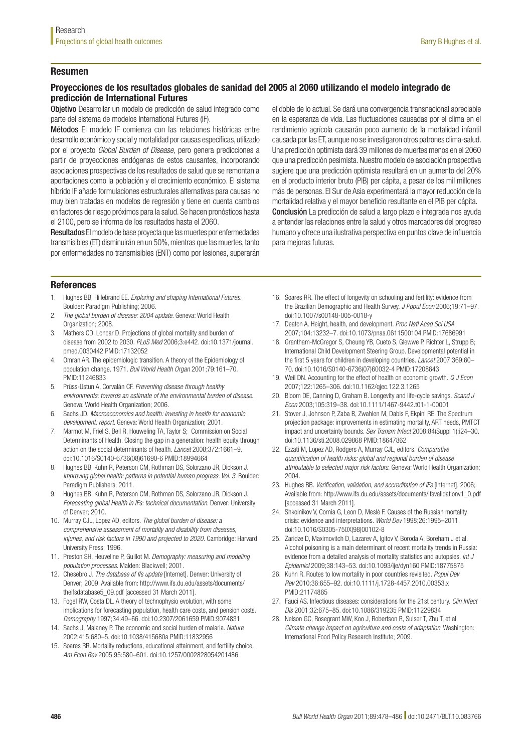## Resumen

### Proyecciones de los resultados globales de sanidad del 2005 al 2060 utilizando el modelo integrado de predicción de International Futures

**Objetivo** Desarrollar un modelo de predicción de salud integrado como parte del sistema de modelos International Futures (IF).

**Métodos** El modelo IF comienza con las relaciones históricas entre desarrollo económico y social y mortalidad por causas específicas, utilizado por el proyecto *Global Burden of Disease,* pero genera predicciones a partir de proyecciones endógenas de estos causantes, incorporando asociaciones prospectivas de los resultados de salud que se remontan a aportaciones como la población y el crecimiento económico. El sistema híbrido IF añade formulaciones estructurales alternativas para causas no muy bien tratadas en modelos de regresión y tiene en cuenta cambios en factores de riesgo próximos para la salud. Se hacen pronósticos hasta el 2100, pero se informa de los resultados hasta el 2060.

**Resultados** El modelo de base proyecta que las muertes por enfermedades transmisibles (ET) disminuirán en un 50%, mientras que las muertes, tanto por enfermedades no transmisibles (ENT) como por lesiones, superarán el doble de lo actual. Se dará una convergencia transnacional apreciable en la esperanza de vida. Las fluctuaciones causadas por el clima en el rendimiento agrícola causarán poco aumento de la mortalidad infantil causada por las ET, aunque no se investigaron otros patrones clima-salud. Una predicción optimista dará 39 millones de muertes menos en el 2060 que una predicción pesimista. Nuestro modelo de asociación prospectiva sugiere que una predicción optimista resultará en un aumento del 20% en el producto interior bruto (PIB) per cápita, a pesar de los mil millones más de personas. El Sur de Asia experimentará la mayor reducción de la mortalidad relativa y el mayor beneficio resultante en el PIB per cápita.

**Conclusión** La predicción de salud a largo plazo e integrada nos ayuda a entender las relaciones entre la salud y otros marcadores del progreso humano y ofrece una ilustrativa perspectiva en puntos clave de influencia para mejoras futuras.

## References

1. Hughes BB, Hillebrand EE. *Exploring and shaping International Futures*. Boulder: Paradigm Publishing; 2006.
2. *The global burden of disease: 2004 update*. Geneva: World Health Organization; 2008.
3. Mathers CD, Loncar D. Projections of global mortality and burden of disease from 2002 to 2030. *PLoS Med* 2006;3:e442. doi:10.1371/journal.pmed.0030442 PMID:17132052
4. Omran AR. The epidemiologic transition. A theory of the Epidemiology of population change. 1971. *Bull World Health Organ* 2001;79:161–70. PMID:11246833
5. Prüss-Üstün A, Corvalán CF. *Preventing disease through healthy environments: towards an estimate of the environmental burden of disease*. Geneva: World Health Organization; 2006.
6. Sachs JD. *Macroeconomics and health: investing in health for economic development: report*. Geneva: World Health Organization; 2001.
7. Marmot M, Friel S, Bell R, Houweling TA, Taylor S; Commission on Social Determinants of Health. Closing the gap in a generation: health equity through action on the social determinants of health. *Lancet* 2008;372:1661–9. doi:10.1016/S0140-6736(08)61690-6 PMID:18994664
8. Hughes BB, Kuhn R, Peterson CM, Rothman DS, Solorzano JR, Dickson J. *Improving global health: patterns in potential human progress. Vol. 3*. Boulder: Paradigm Publishers; 2011.
9. Hughes BB, Kuhn R, Peterson CM, Rothman DS, Solorzano JR, Dickson J. *Forecasting global Health in IFs: technical documentation*. Denver: University of Denver; 2010.
10. Murray CJL, Lopez AD, editors. *The global burden of disease: a comprehensive assessment of mortality and disability from diseases, injuries, and risk factors in 1990 and projected to 2020*. Cambridge: Harvard University Press; 1996.
11. Preston SH, Heuveline P, Guillot M. *Demography: measuring and modeling population processes*. Malden: Blackwell; 2001.
12. Chesebro J. *The database of Ifs update* [Internet]. Denver: University of Denver; 2009. Available from: http://www.ifs.du.edu/assets/documents/theifsdatabase5_09.pdf [accessed 31 March 2011].
13. Fogel RW, Costa DL. A theory of technophysio evolution, with some implications for forecasting population, health care costs, and pension costs. *Demography* 1997;34:49–66. doi:10.2307/2061659 PMID:9074831
14. Sachs J, Malaney P. The economic and social burden of malaria. *Nature* 2002;415:680–5. doi:10.1038/415680a PMID:11832956
15. Soares RR. Mortality reductions, educational attainment, and fertility choice. *Am Econ Rev* 2005;95:580–601. doi:10.1257/0002828054201486
16. Soares RR. The effect of longevity on schooling and fertility: evidence from the Brazilian Demographic and Health Survey. *J Popul Econ* 2006;19:71–97. doi:10.1007/s00148-005-0018-y
17. Deaton A. Height, health, and development. *Proc Natl Acad Sci USA* 2007;104:13232–7. doi:10.1073/pnas.0611500104 PMID:17686991
18. Grantham-McGregor S, Cheung YB, Cueto S, Glewwe P, Richter L, Strupp B; International Child Development Steering Group. Developmental potential in the first 5 years for children in developing countries. *Lancet* 2007;369:60–70. doi:10.1016/S0140-6736(07)60032-4 PMID:17208643
19. Weil DN. Accounting for the effect of health on economic growth. *Q J Econ* 2007;122:1265–306. doi:10.1162/qjec.122.3.1265
20. Bloom DE, Canning D, Graham B. Longevity and life-cycle savings. *Scand J Econ* 2003;105:319–38. doi:10.1111/1467-9442.t01-1-00001
21. Stover J, Johnson P, Zaba B, Zwahlen M, Dabis F, Ekpini RE. The Spectrum projection package: improvements in estimating mortality, ART needs, PMTCT impact and uncertainty bounds. *Sex Transm Infect* 2008;84(Suppl 1):i24–30. doi:10.1136/sti.2008.029868 PMID:18647862
22. Ezzati M, Lopez AD, Rodgers A, Murray CJL, editors. *Comparative quantification of health risks: global and regional burden of disease attributable to selected major risk factors*. Geneva: World Health Organization; 2004.
23. Hughes BB. *Verification, validation, and accreditation of IFs* [Internet]. 2006; Available from: http://www.ifs.du.edu/assets/documents/ifsvalidationv1_0.pdf [accessed 31 March 2011].
24. Shkolnikov V, Cornia G, Leon D, Meslé F. Causes of the Russian mortality crisis: evidence and interpretations. *World Dev* 1998;26:1995–2011. doi:10.1016/S0305-750X(98)00102-8
25. Zaridze D, Maximovitch D, Lazarev A, Igitov V, Boroda A, Boreham J et al. Alcohol poisoning is a main determinant of recent mortality trends in Russia: evidence from a detailed analysis of mortality statistics and autopsies. *Int J Epidemiol* 2009;38:143–53. doi:10.1093/ije/dyn160 PMID:18775875
26. Kuhn R. Routes to low mortality in poor countries revisited. *Popul Dev Rev* 2010;36:655–92. doi:10.1111/j.1728-4457.2010.00353.x PMID:21174865
27. Fauci AS. Infectious diseases: considerations for the 21st century. *Clin Infect Dis* 2001;32:675–85. doi:10.1086/319235 PMID:11229834
28. Nelson GC, Rosegrant MW, Koo J, Robertson R, Sulser T, Zhu T, et al. *Climate change impact on agriculture and costs of adaptation*. Washington: International Food Policy Research Institute; 2009.